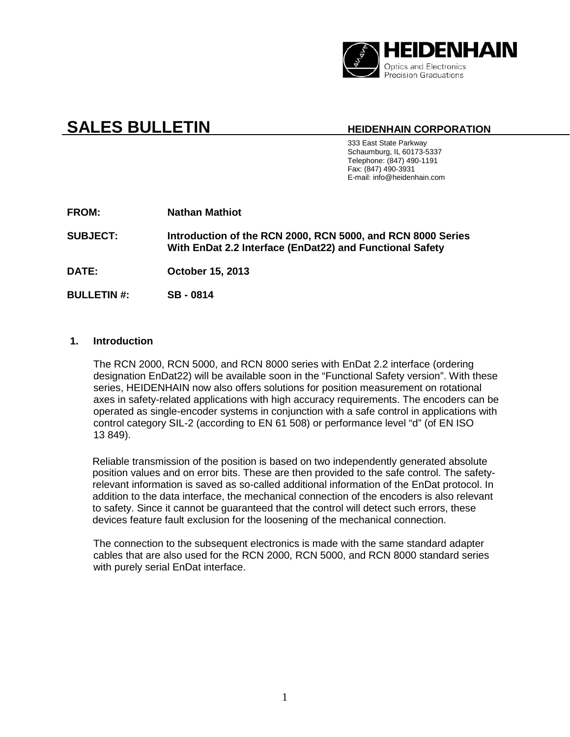HEIDENHAIN
Optics and Electronics
Precision Graduations

# SALES BULLETIN

**HEIDENHAIN CORPORATION**

333 East State Parkway
Schaumburg, IL 60173-5337
Telephone: (847) 490-1191
Fax: (847) 490-3931
E-mail: info@heidenhain.com

**FROM:** **Nathan Mathiot**

**SUBJECT:** **Introduction of the RCN 2000, RCN 5000, and RCN 8000 Series With EnDat 2.2 Interface (EnDat22) and Functional Safety**

**DATE:** **October 15, 2013**

**BULLETIN #:** **SB - 0814**

## 1. Introduction

The RCN 2000, RCN 5000, and RCN 8000 series with EnDat 2.2 interface (ordering designation EnDat22) will be available soon in the "Functional Safety version". With these series, HEIDENHAIN now also offers solutions for position measurement on rotational axes in safety-related applications with high accuracy requirements. The encoders can be operated as single-encoder systems in conjunction with a safe control in applications with control category SIL-2 (according to EN 61 508) or performance level "d" (of EN ISO 13 849).

Reliable transmission of the position is based on two independently generated absolute position values and on error bits. These are then provided to the safe control. The safety-relevant information is saved as so-called additional information of the EnDat protocol. In addition to the data interface, the mechanical connection of the encoders is also relevant to safety. Since it cannot be guaranteed that the control will detect such errors, these devices feature fault exclusion for the loosening of the mechanical connection.

The connection to the subsequent electronics is made with the same standard adapter cables that are also used for the RCN 2000, RCN 5000, and RCN 8000 standard series with purely serial EnDat interface.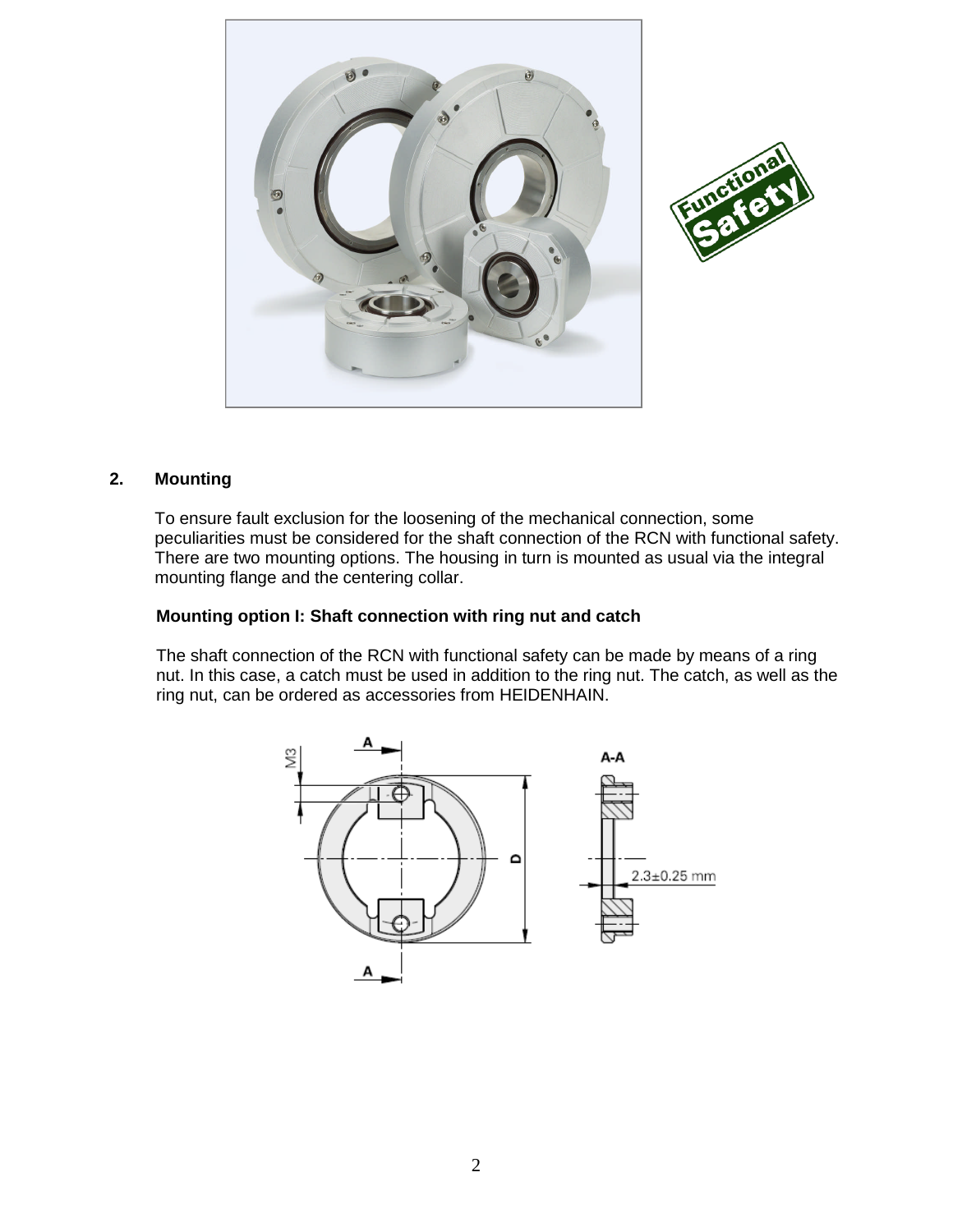## 2. Mounting

To ensure fault exclusion for the loosening of the mechanical connection, some peculiarities must be considered for the shaft connection of the RCN with functional safety. There are two mounting options. The housing in turn is mounted as usual via the integral mounting flange and the centering collar.

### Mounting option I: Shaft connection with ring nut and catch

The shaft connection of the RCN with functional safety can be made by means of a ring nut. In this case, a catch must be used in addition to the ring nut. The catch, as well as the ring nut, can be ordered as accessories from HEIDENHAIN.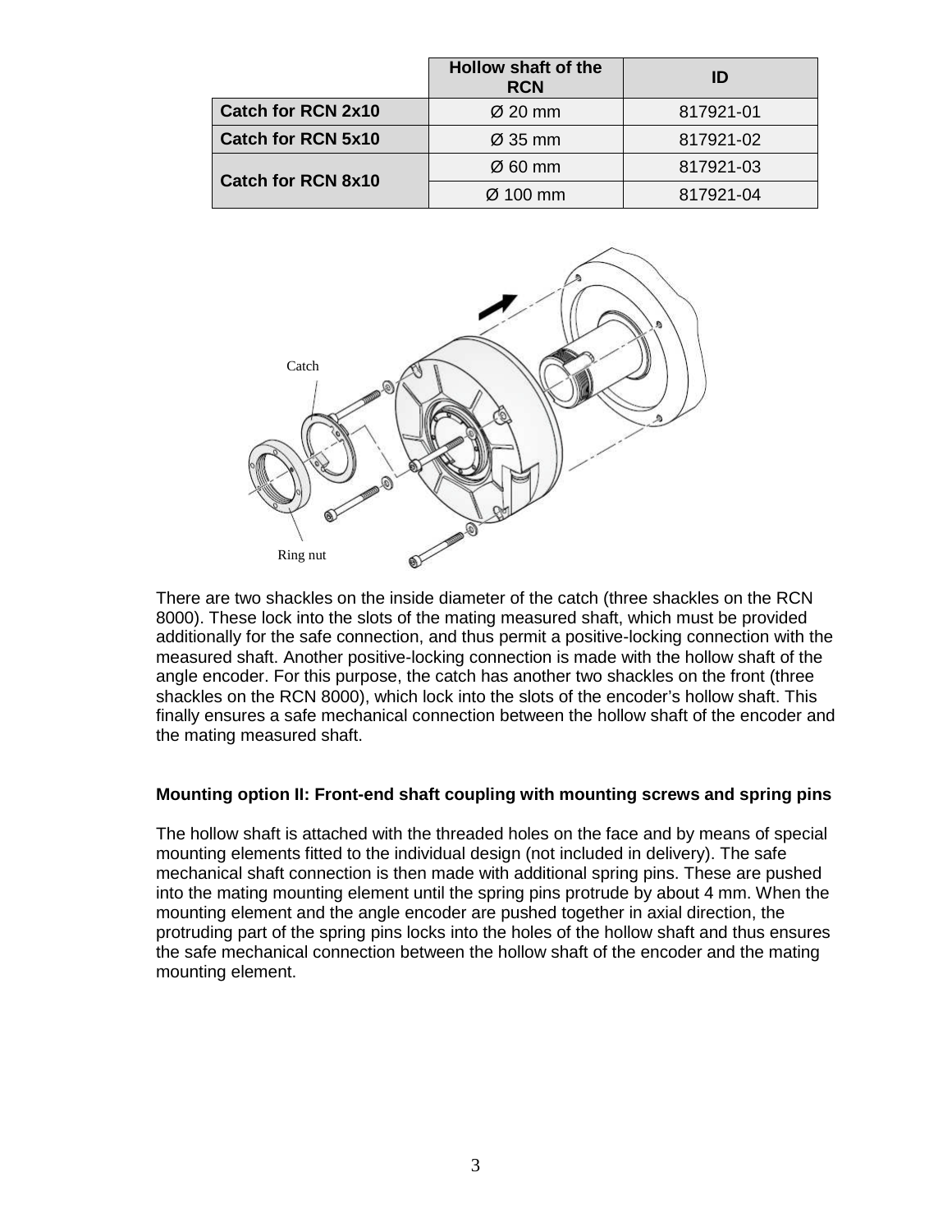| | Hollow shaft of the RCN | ID |
|---|---|---|
| **Catch for RCN 2x10** | Ø 20 mm | 817921-01 |
| **Catch for RCN 5x10** | Ø 35 mm | 817921-02 |
| **Catch for RCN 8x10** | Ø 60 mm | 817921-03 |
| | Ø 100 mm | 817921-04 |

There are two shackles on the inside diameter of the catch (three shackles on the RCN 8000). These lock into the slots of the mating measured shaft, which must be provided additionally for the safe connection, and thus permit a positive-locking connection with the measured shaft. Another positive-locking connection is made with the hollow shaft of the angle encoder. For this purpose, the catch has another two shackles on the front (three shackles on the RCN 8000), which lock into the slots of the encoder's hollow shaft. This finally ensures a safe mechanical connection between the hollow shaft of the encoder and the mating measured shaft.

### Mounting option II: Front-end shaft coupling with mounting screws and spring pins

The hollow shaft is attached with the threaded holes on the face and by means of special mounting elements fitted to the individual design (not included in delivery). The safe mechanical shaft connection is then made with additional spring pins. These are pushed into the mating mounting element until the spring pins protrude by about 4 mm. When the mounting element and the angle encoder are pushed together in axial direction, the protruding part of the spring pins locks into the holes of the hollow shaft and thus ensures the safe mechanical connection between the hollow shaft of the encoder and the mating mounting element.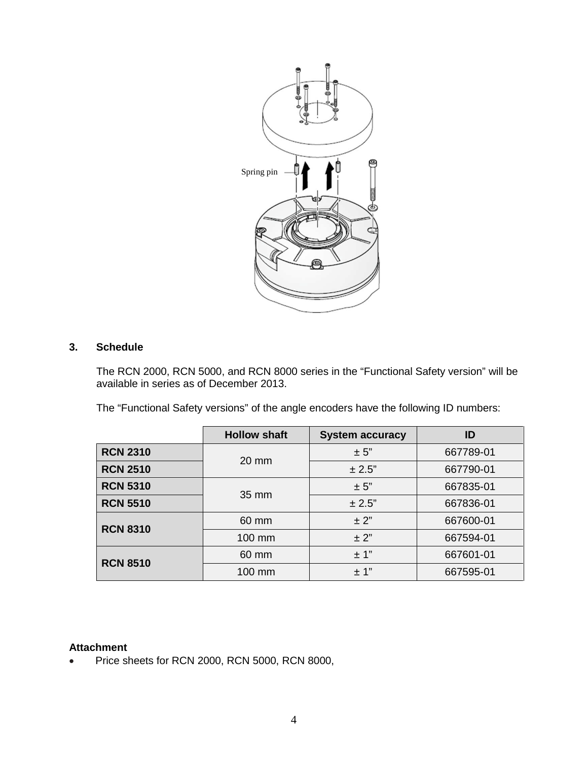Spring pin

## 3. Schedule

The RCN 2000, RCN 5000, and RCN 8000 series in the "Functional Safety version" will be available in series as of December 2013.

The "Functional Safety versions" of the angle encoders have the following ID numbers:

| | Hollow shaft | System accuracy | ID |
|---|---|---|---|
| **RCN 2310** | 20 mm | ± 5" | 667789-01 |
| **RCN 2510** | | ± 2.5" | 667790-01 |
| **RCN 5310** | 35 mm | ± 5" | 667835-01 |
| **RCN 5510** | | ± 2.5" | 667836-01 |
| **RCN 8310** | 60 mm | ± 2" | 667600-01 |
| | 100 mm | ± 2" | 667594-01 |
| **RCN 8510** | 60 mm | ± 1" | 667601-01 |
| | 100 mm | ± 1" | 667595-01 |

**Attachment**

- Price sheets for RCN 2000, RCN 5000, RCN 8000,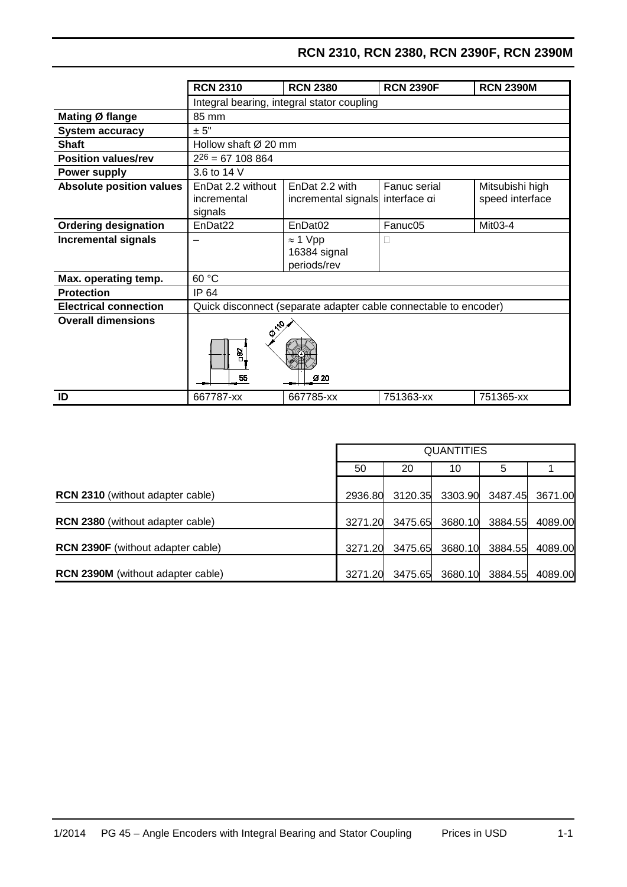## RCN 2310, RCN 2380, RCN 2390F, RCN 2390M

| | RCN 2310 | RCN 2380 | RCN 2390F | RCN 2390M |
|---|---|---|---|---|
| | Integral bearing, integral stator coupling | | | |
| **Mating Ø flange** | 85 mm | | | |
| **System accuracy** | ± 5" | | | |
| **Shaft** | Hollow shaft Ø 20 mm | | | |
| **Position values/rev** | $2^{26}$ = 67 108 864 | | | |
| **Power supply** | 3.6 to 14 V | | | |
| **Absolute position values** | EnDat 2.2 without incremental signals | EnDat 2.2 with incremental signals | Fanuc serial interface αi | Mitsubishi high speed interface |
| **Ordering designation** | EnDat22 | EnDat02 | Fanuc05 | Mit03-4 |
| **Incremental signals** | – | ≈ 1 Vpp 16384 signal periods/rev | – | |
| **Max. operating temp.** | 60 °C | | | |
| **Protection** | IP 64 | | | |
| **Electrical connection** | Quick disconnect (separate adapter cable connectable to encoder) | | | |
| **Overall dimensions** | Ø 110, □ 82, 55, Ø 20 | | | |
| **ID** | 667787-xx | 667785-xx | 751363-xx | 751365-xx |

| | QUANTITIES | | | | |
|---|---|---|---|---|---|
| | 50 | 20 | 10 | 5 | 1 |
| **RCN 2310** (without adapter cable) | 2936.80 | 3120.35 | 3303.90 | 3487.45 | 3671.00 |
| **RCN 2380** (without adapter cable) | 3271.20 | 3475.65 | 3680.10 | 3884.55 | 4089.00 |
| **RCN 2390F** (without adapter cable) | 3271.20 | 3475.65 | 3680.10 | 3884.55 | 4089.00 |
| **RCN 2390M** (without adapter cable) | 3271.20 | 3475.65 | 3680.10 | 3884.55 | 4089.00 |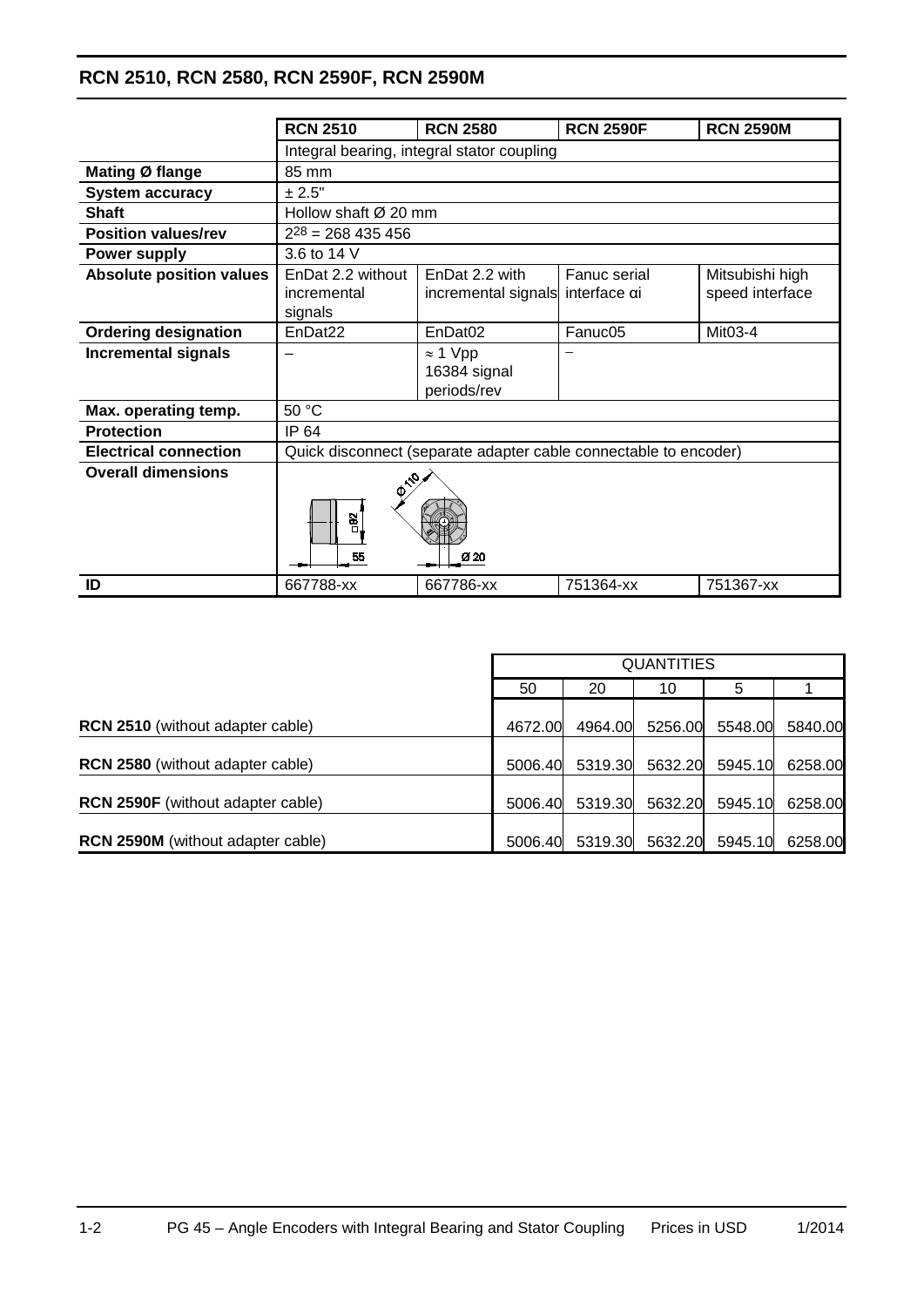## RCN 2510, RCN 2580, RCN 2590F, RCN 2590M

| | RCN 2510 | RCN 2580 | RCN 2590F | RCN 2590M |
|---|---|---|---|---|
| | Integral bearing, integral stator coupling | | | |
| **Mating Ø flange** | 85 mm | | | |
| **System accuracy** | ± 2.5" | | | |
| **Shaft** | Hollow shaft Ø 20 mm | | | |
| **Position values/rev** | $2^{28}$ = 268 435 456 | | | |
| **Power supply** | 3.6 to 14 V | | | |
| **Absolute position values** | EnDat 2.2 without incremental signals | EnDat 2.2 with incremental signals | Fanuc serial interface αi | Mitsubishi high speed interface |
| **Ordering designation** | EnDat22 | EnDat02 | Fanuc05 | Mit03-4 |
| **Incremental signals** | – | ≈ 1 Vpp 16384 signal periods/rev | – | |
| **Max. operating temp.** | 50 °C | | | |
| **Protection** | IP 64 | | | |
| **Electrical connection** | Quick disconnect (separate adapter cable connectable to encoder) | | | |
| **Overall dimensions** | Ø 110, □ 82, 55, Ø 20 | | | |
| **ID** | 667788-xx | 667786-xx | 751364-xx | 751367-xx |

| | QUANTITIES | | | | |
|---|---|---|---|---|---|
| | 50 | 20 | 10 | 5 | 1 |
| **RCN 2510** (without adapter cable) | 4672.00 | 4964.00 | 5256.00 | 5548.00 | 5840.00 |
| **RCN 2580** (without adapter cable) | 5006.40 | 5319.30 | 5632.20 | 5945.10 | 6258.00 |
| **RCN 2590F** (without adapter cable) | 5006.40 | 5319.30 | 5632.20 | 5945.10 | 6258.00 |
| **RCN 2590M** (without adapter cable) | 5006.40 | 5319.30 | 5632.20 | 5945.10 | 6258.00 |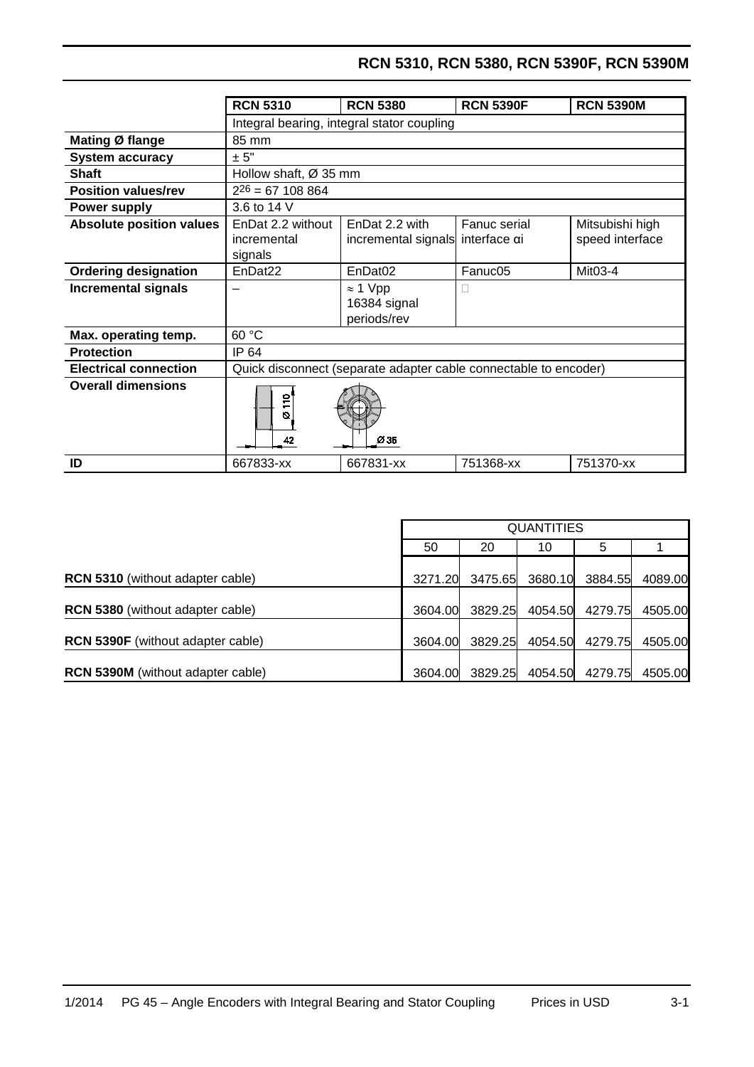# RCN 5310, RCN 5380, RCN 5390F, RCN 5390M

| | RCN 5310 | RCN 5380 | RCN 5390F | RCN 5390M |
|---|---|---|---|---|
| | Integral bearing, integral stator coupling | | | |
| **Mating Ø flange** | 85 mm | | | |
| **System accuracy** | ± 5" | | | |
| **Shaft** | Hollow shaft, Ø 35 mm | | | |
| **Position values/rev** | $2^{26}$ = 67 108 864 | | | |
| **Power supply** | 3.6 to 14 V | | | |
| **Absolute position values** | EnDat 2.2 without incremental signals | EnDat 2.2 with incremental signals | Fanuc serial interface αi | Mitsubishi high speed interface |
| **Ordering designation** | EnDat22 | EnDat02 | Fanuc05 | Mit03-4 |
| **Incremental signals** | – | ≈ 1 Vpp 16384 signal periods/rev | | |
| **Max. operating temp.** | 60 °C | | | |
| **Protection** | IP 64 | | | |
| **Electrical connection** | Quick disconnect (separate adapter cable connectable to encoder) | | | |
| **Overall dimensions** | Ø 110, 42, Ø 35 | | | |
| **ID** | 667833-xx | 667831-xx | 751368-xx | 751370-xx |

| | QUANTITIES | | | | |
|---|---|---|---|---|---|
| | 50 | 20 | 10 | 5 | 1 |
| **RCN 5310** (without adapter cable) | 3271.20 | 3475.65 | 3680.10 | 3884.55 | 4089.00 |
| **RCN 5380** (without adapter cable) | 3604.00 | 3829.25 | 4054.50 | 4279.75 | 4505.00 |
| **RCN 5390F** (without adapter cable) | 3604.00 | 3829.25 | 4054.50 | 4279.75 | 4505.00 |
| **RCN 5390M** (without adapter cable) | 3604.00 | 3829.25 | 4054.50 | 4279.75 | 4505.00 |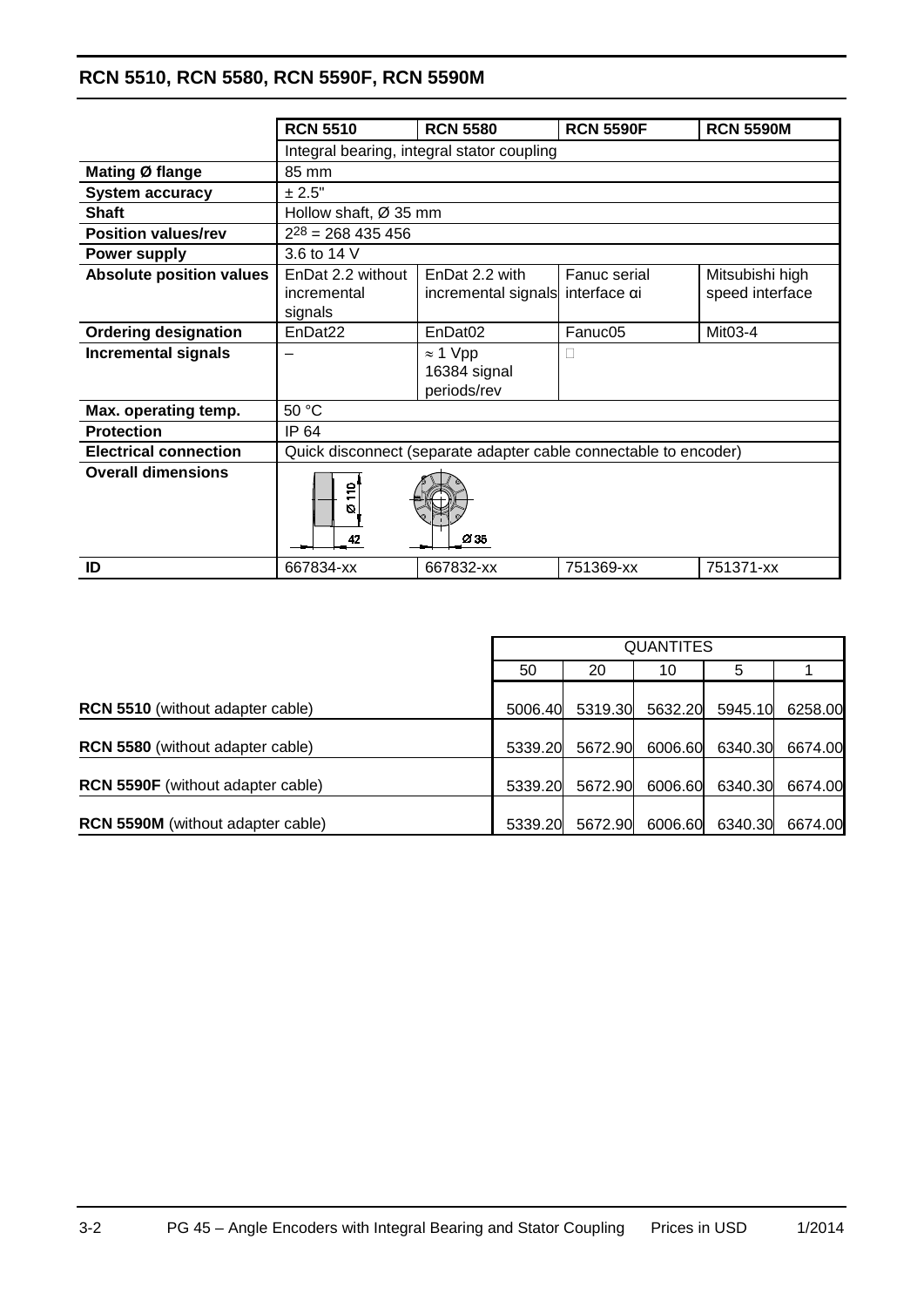## RCN 5510, RCN 5580, RCN 5590F, RCN 5590M

| | RCN 5510 | RCN 5580 | RCN 5590F | RCN 5590M |
|---|---|---|---|---|
| | Integral bearing, integral stator coupling | | | |
| **Mating Ø flange** | 85 mm | | | |
| **System accuracy** | ± 2.5" | | | |
| **Shaft** | Hollow shaft, Ø 35 mm | | | |
| **Position values/rev** | $2^{28}$ = 268 435 456 | | | |
| **Power supply** | 3.6 to 14 V | | | |
| **Absolute position values** | EnDat 2.2 without incremental signals | EnDat 2.2 with incremental signals | Fanuc serial interface αi | Mitsubishi high speed interface |
| **Ordering designation** | EnDat22 | EnDat02 | Fanuc05 | Mit03-4 |
| **Incremental signals** | – | ≈ 1 Vpp 16384 signal periods/rev | | |
| **Max. operating temp.** | 50 °C | | | |
| **Protection** | IP 64 | | | |
| **Electrical connection** | Quick disconnect (separate adapter cable connectable to encoder) | | | |
| **Overall dimensions** | Ø 110; 42; Ø 35 | | | |
| **ID** | 667834-xx | 667832-xx | 751369-xx | 751371-xx |

| | QUANTITES | | | | |
|---|---|---|---|---|---|
| | 50 | 20 | 10 | 5 | 1 |
| **RCN 5510** (without adapter cable) | 5006.40 | 5319.30 | 5632.20 | 5945.10 | 6258.00 |
| **RCN 5580** (without adapter cable) | 5339.20 | 5672.90 | 6006.60 | 6340.30 | 6674.00 |
| **RCN 5590F** (without adapter cable) | 5339.20 | 5672.90 | 6006.60 | 6340.30 | 6674.00 |
| **RCN 5590M** (without adapter cable) | 5339.20 | 5672.90 | 6006.60 | 6340.30 | 6674.00 |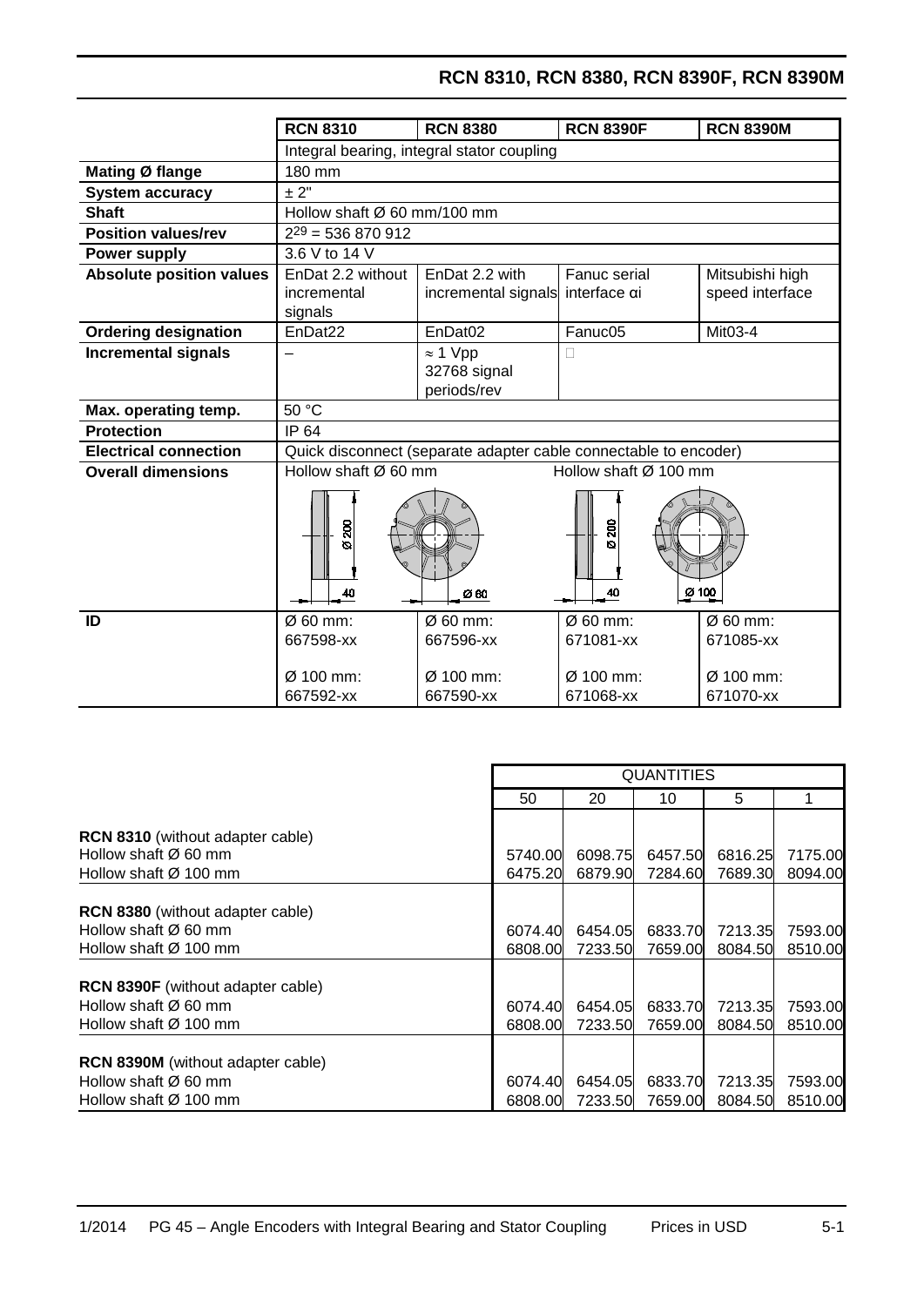## RCN 8310, RCN 8380, RCN 8390F, RCN 8390M

| | RCN 8310 | RCN 8380 | RCN 8390F | RCN 8390M |
|---|---|---|---|---|
| | Integral bearing, integral stator coupling | | | |
| **Mating Ø flange** | 180 mm | | | |
| **System accuracy** | ± 2" | | | |
| **Shaft** | Hollow shaft Ø 60 mm/100 mm | | | |
| **Position values/rev** | $2^{29}$ = 536 870 912 | | | |
| **Power supply** | 3.6 V to 14 V | | | |
| **Absolute position values** | EnDat 2.2 without incremental signals | EnDat 2.2 with incremental signals | Fanuc serial interface αi | Mitsubishi high speed interface |
| **Ordering designation** | EnDat22 | EnDat02 | Fanuc05 | Mit03-4 |
| **Incremental signals** | – | ≈ 1 Vpp 32768 signal periods/rev | | |
| **Max. operating temp.** | 50 °C | | | |
| **Protection** | IP 64 | | | |
| **Electrical connection** | Quick disconnect (separate adapter cable connectable to encoder) | | | |
| **Overall dimensions** | Hollow shaft Ø 60 mm (Ø 200, 40, Ø 60) | | Hollow shaft Ø 100 mm (Ø 200, 40, Ø 100) | |
| **ID** | Ø 60 mm: 667598-xx<br>Ø 100 mm: 667592-xx | Ø 60 mm: 667596-xx<br>Ø 100 mm: 667590-xx | Ø 60 mm: 671081-xx<br>Ø 100 mm: 671068-xx | Ø 60 mm: 671085-xx<br>Ø 100 mm: 671070-xx |

| | QUANTITIES | | | | |
|---|---|---|---|---|---|
| | 50 | 20 | 10 | 5 | 1 |
| **RCN 8310** (without adapter cable) | | | | | |
| Hollow shaft Ø 60 mm | 5740.00 | 6098.75 | 6457.50 | 6816.25 | 7175.00 |
| Hollow shaft Ø 100 mm | 6475.20 | 6879.90 | 7284.60 | 7689.30 | 8094.00 |
| **RCN 8380** (without adapter cable) | | | | | |
| Hollow shaft Ø 60 mm | 6074.40 | 6454.05 | 6833.70 | 7213.35 | 7593.00 |
| Hollow shaft Ø 100 mm | 6808.00 | 7233.50 | 7659.00 | 8084.50 | 8510.00 |
| **RCN 8390F** (without adapter cable) | | | | | |
| Hollow shaft Ø 60 mm | 6074.40 | 6454.05 | 6833.70 | 7213.35 | 7593.00 |
| Hollow shaft Ø 100 mm | 6808.00 | 7233.50 | 7659.00 | 8084.50 | 8510.00 |
| **RCN 8390M** (without adapter cable) | | | | | |
| Hollow shaft Ø 60 mm | 6074.40 | 6454.05 | 6833.70 | 7213.35 | 7593.00 |
| Hollow shaft Ø 100 mm | 6808.00 | 7233.50 | 7659.00 | 8084.50 | 8510.00 |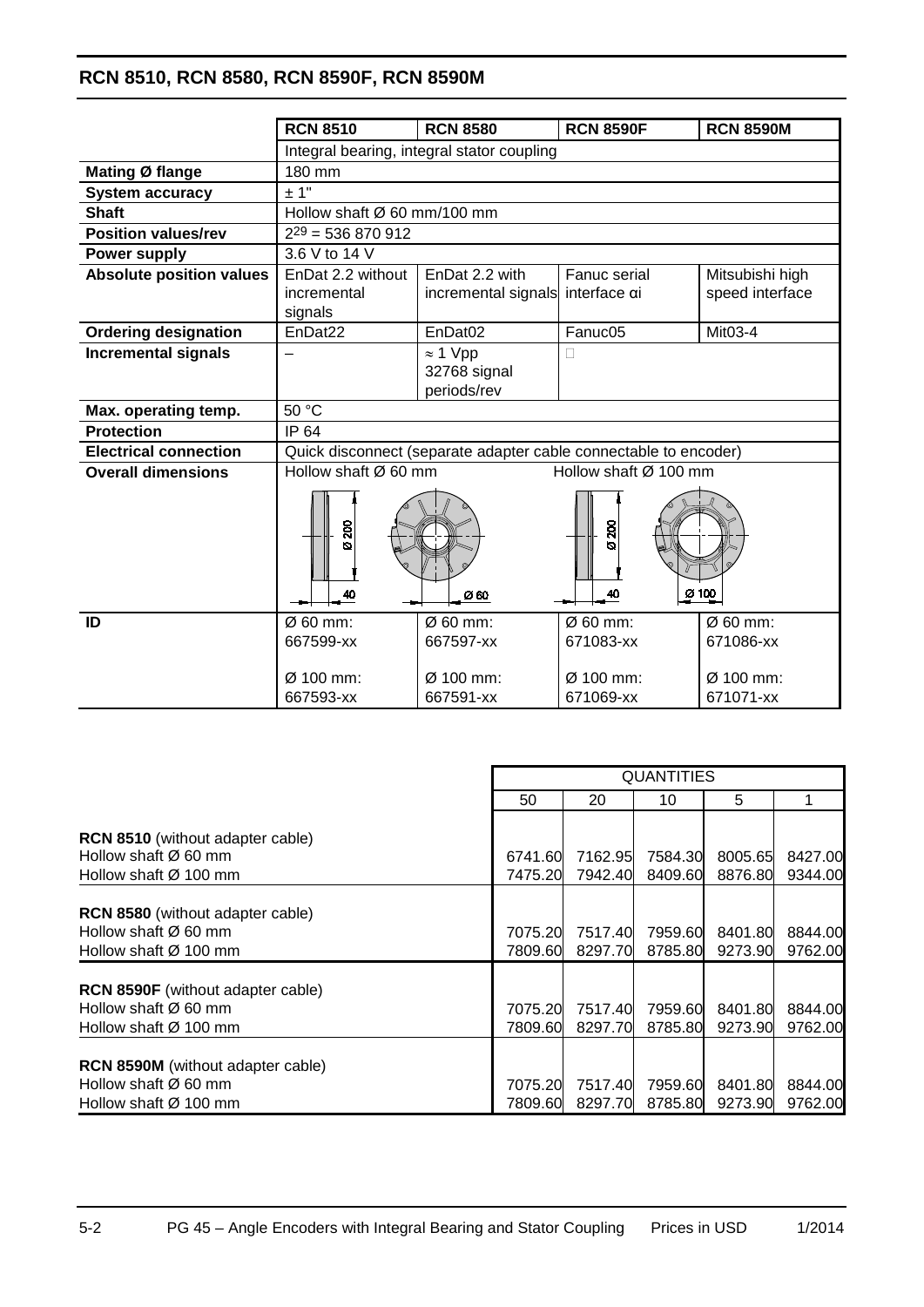## RCN 8510, RCN 8580, RCN 8590F, RCN 8590M

| | RCN 8510 | RCN 8580 | RCN 8590F | RCN 8590M |
|---|---|---|---|---|
| | Integral bearing, integral stator coupling | | | |
| **Mating Ø flange** | 180 mm | | | |
| **System accuracy** | ± 1" | | | |
| **Shaft** | Hollow shaft Ø 60 mm/100 mm | | | |
| **Position values/rev** | $2^{29}$ = 536 870 912 | | | |
| **Power supply** | 3.6 V to 14 V | | | |
| **Absolute position values** | EnDat 2.2 without incremental signals | EnDat 2.2 with incremental signals | Fanuc serial interface αi | Mitsubishi high speed interface |
| **Ordering designation** | EnDat22 | EnDat02 | Fanuc05 | Mit03-4 |
| **Incremental signals** | – | ≈ 1 Vpp 32768 signal periods/rev | □ | |
| **Max. operating temp.** | 50 °C | | | |
| **Protection** | IP 64 | | | |
| **Electrical connection** | Quick disconnect (separate adapter cable connectable to encoder) | | | |
| **Overall dimensions** | Hollow shaft Ø 60 mm | | Hollow shaft Ø 100 mm | |
| **ID** | Ø 60 mm: 667599-xx<br>Ø 100 mm: 667593-xx | Ø 60 mm: 667597-xx<br>Ø 100 mm: 667591-xx | Ø 60 mm: 671083-xx<br>Ø 100 mm: 671069-xx | Ø 60 mm: 671086-xx<br>Ø 100 mm: 671071-xx |

Ø 200
40
Ø 60
Ø 200
40
Ø 100

| | QUANTITIES | | | | |
|---|---|---|---|---|---|
| | 50 | 20 | 10 | 5 | 1 |
| **RCN 8510** (without adapter cable) | | | | | |
| Hollow shaft Ø 60 mm | 6741.60 | 7162.95 | 7584.30 | 8005.65 | 8427.00 |
| Hollow shaft Ø 100 mm | 7475.20 | 7942.40 | 8409.60 | 8876.80 | 9344.00 |
| **RCN 8580** (without adapter cable) | | | | | |
| Hollow shaft Ø 60 mm | 7075.20 | 7517.40 | 7959.60 | 8401.80 | 8844.00 |
| Hollow shaft Ø 100 mm | 7809.60 | 8297.70 | 8785.80 | 9273.90 | 9762.00 |
| **RCN 8590F** (without adapter cable) | | | | | |
| Hollow shaft Ø 60 mm | 7075.20 | 7517.40 | 7959.60 | 8401.80 | 8844.00 |
| Hollow shaft Ø 100 mm | 7809.60 | 8297.70 | 8785.80 | 9273.90 | 9762.00 |
| **RCN 8590M** (without adapter cable) | | | | | |
| Hollow shaft Ø 60 mm | 7075.20 | 7517.40 | 7959.60 | 8401.80 | 8844.00 |
| Hollow shaft Ø 100 mm | 7809.60 | 8297.70 | 8785.80 | 9273.90 | 9762.00 |